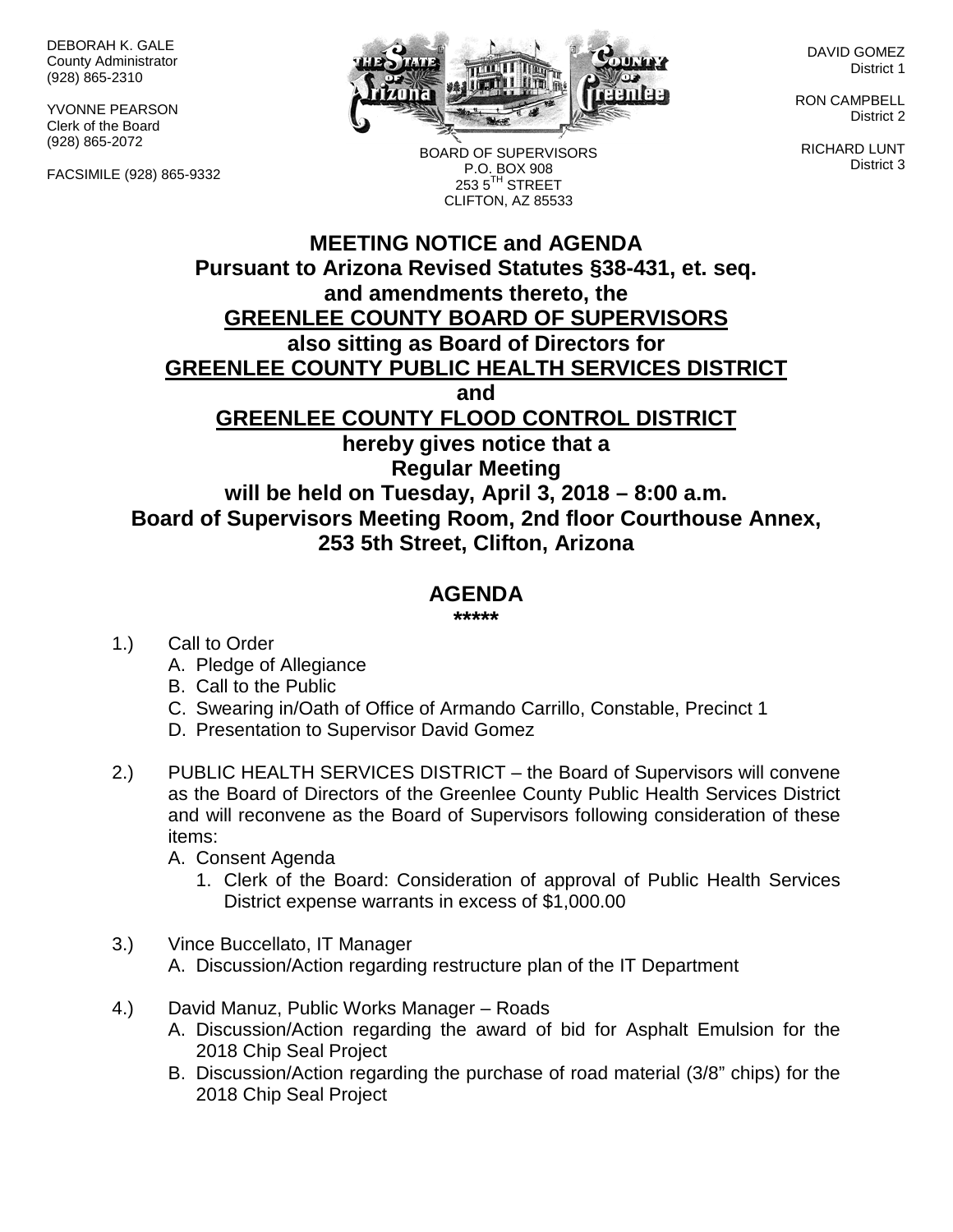DEBORAH K. GALE
County Administrator
(928) 865-2310

YVONNE PEARSON
Clerk of the Board
(928) 865-2072

FACSIMILE (928) 865-9332

BOARD OF SUPERVISORS
P.O. BOX 908
253 5TH STREET
CLIFTON, AZ 85533

DAVID GOMEZ
District 1

RON CAMPBELL
District 2

RICHARD LUNT
District 3

# MEETING NOTICE and AGENDA

**Pursuant to Arizona Revised Statutes §38-431, et. seq. and amendments thereto, the**
**<u>GREENLEE COUNTY BOARD OF SUPERVISORS</u>**
**also sitting as Board of Directors for**
**<u>GREENLEE COUNTY PUBLIC HEALTH SERVICES DISTRICT</u>**
**and**
**<u>GREENLEE COUNTY FLOOD CONTROL DISTRICT</u>**
**hereby gives notice that a**
**Regular Meeting**
**will be held on Tuesday, April 3, 2018 – 8:00 a.m.**
**Board of Supervisors Meeting Room, 2nd floor Courthouse Annex, 253 5th Street, Clifton, Arizona**

## AGENDA

*****

1.) Call to Order
   A. Pledge of Allegiance
   B. Call to the Public
   C. Swearing in/Oath of Office of Armando Carrillo, Constable, Precinct 1
   D. Presentation to Supervisor David Gomez

2.) PUBLIC HEALTH SERVICES DISTRICT – the Board of Supervisors will convene as the Board of Directors of the Greenlee County Public Health Services District and will reconvene as the Board of Supervisors following consideration of these items:
   A. Consent Agenda
      1. Clerk of the Board: Consideration of approval of Public Health Services District expense warrants in excess of $1,000.00

3.) Vince Buccellato, IT Manager
   A. Discussion/Action regarding restructure plan of the IT Department

4.) David Manuz, Public Works Manager – Roads
   A. Discussion/Action regarding the award of bid for Asphalt Emulsion for the 2018 Chip Seal Project
   B. Discussion/Action regarding the purchase of road material (3/8" chips) for the 2018 Chip Seal Project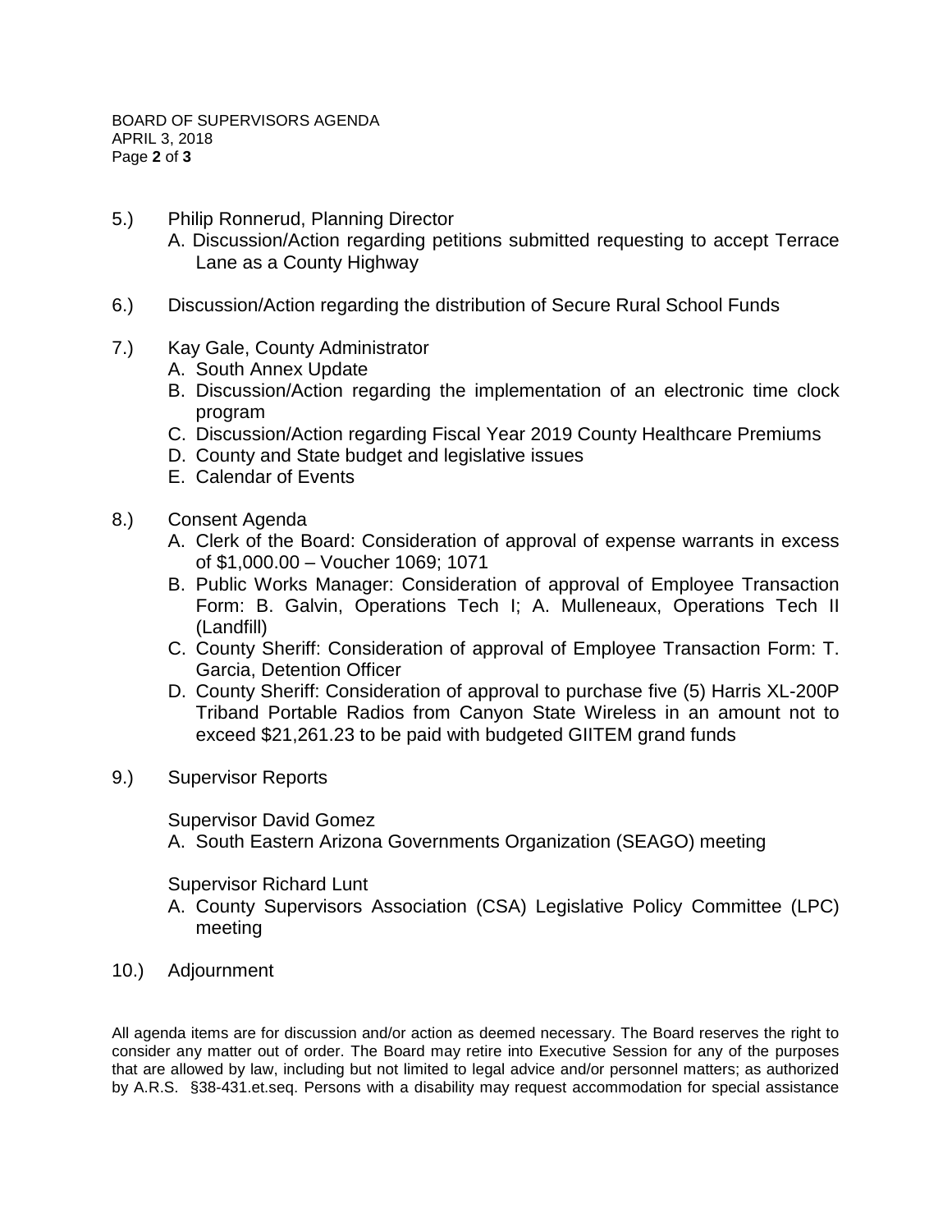5.) Philip Ronnerud, Planning Director
   - A. Discussion/Action regarding petitions submitted requesting to accept Terrace Lane as a County Highway

6.) Discussion/Action regarding the distribution of Secure Rural School Funds

7.) Kay Gale, County Administrator
   - A. South Annex Update
   - B. Discussion/Action regarding the implementation of an electronic time clock program
   - C. Discussion/Action regarding Fiscal Year 2019 County Healthcare Premiums
   - D. County and State budget and legislative issues
   - E. Calendar of Events

8.) Consent Agenda
   - A. Clerk of the Board: Consideration of approval of expense warrants in excess of $1,000.00 – Voucher 1069; 1071
   - B. Public Works Manager: Consideration of approval of Employee Transaction Form: B. Galvin, Operations Tech I; A. Mulleneaux, Operations Tech II (Landfill)
   - C. County Sheriff: Consideration of approval of Employee Transaction Form: T. Garcia, Detention Officer
   - D. County Sheriff: Consideration of approval to purchase five (5) Harris XL-200P Triband Portable Radios from Canyon State Wireless in an amount not to exceed $21,261.23 to be paid with budgeted GIITEM grand funds

9.) Supervisor Reports

   Supervisor David Gomez
   - A. South Eastern Arizona Governments Organization (SEAGO) meeting

   Supervisor Richard Lunt
   - A. County Supervisors Association (CSA) Legislative Policy Committee (LPC) meeting

10.) Adjournment

All agenda items are for discussion and/or action as deemed necessary. The Board reserves the right to consider any matter out of order. The Board may retire into Executive Session for any of the purposes that are allowed by law, including but not limited to legal advice and/or personnel matters; as authorized by A.R.S. §38-431.et.seq. Persons with a disability may request accommodation for special assistance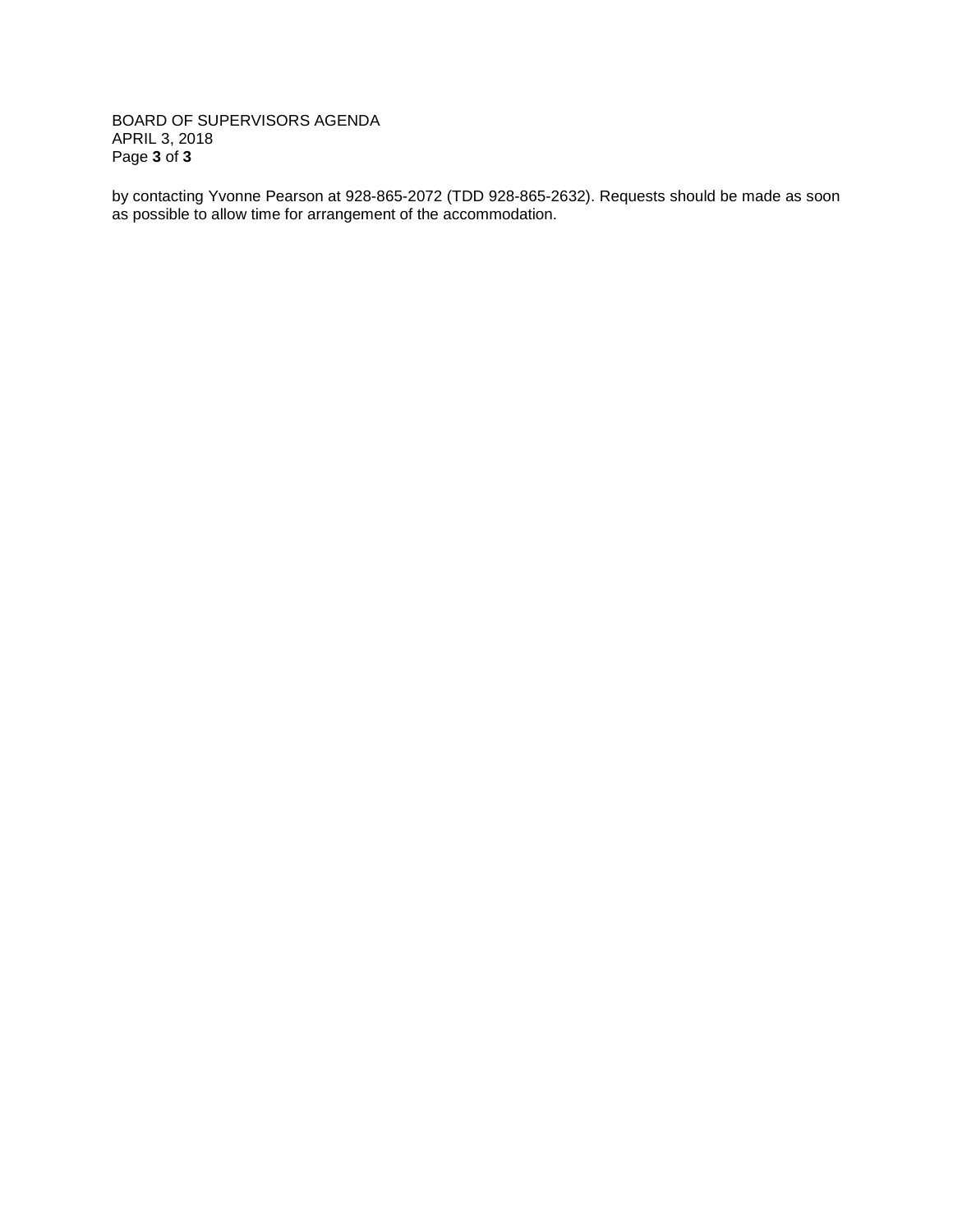by contacting Yvonne Pearson at 928-865-2072 (TDD 928-865-2632). Requests should be made as soon as possible to allow time for arrangement of the accommodation.